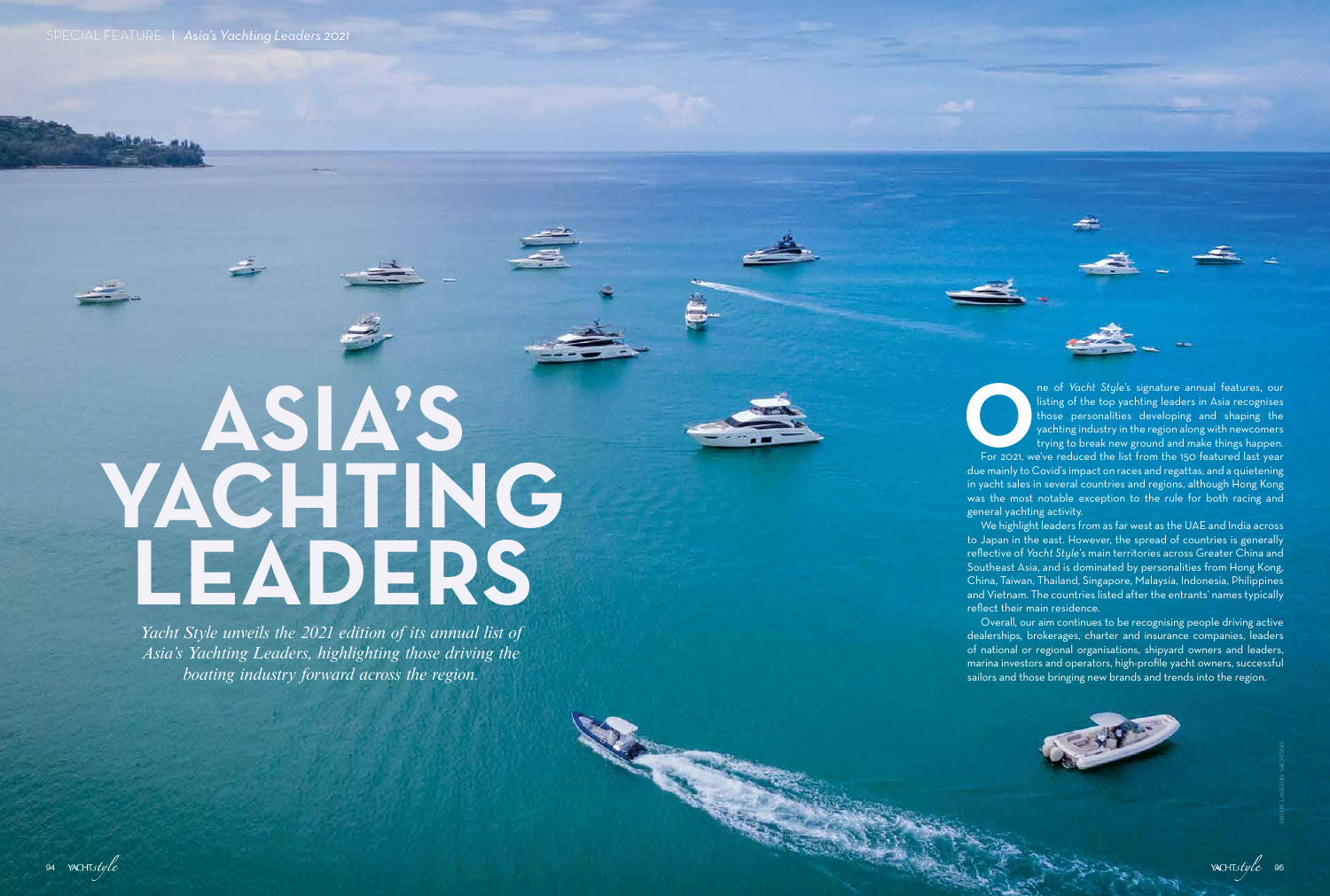# ASIA'S YACHTING LEADERS

*Yacht Style unveils the 2021 edition of its annual list of Asia's Yachting Leaders, highlighting those driving the boating industry forward across the region.*

One of *Yacht Style*'s signature annual features, our listing of the top yachting leaders in Asia recognises those personalities developing and shaping the yachting industry in the region along with newcomers trying to break new ground and make things happen.

For 2021, we've reduced the list from the 150 featured last year due mainly to Covid's impact on races and regattas, and a quietening in yacht sales in several countries and regions, although Hong Kong was the most notable exception to the rule for both racing and general yachting activity.

We highlight leaders from as far west as the UAE and India across to Japan in the east. However, the spread of countries is generally reflective of *Yacht Style*'s main territories across Greater China and Southeast Asia, and is dominated by personalities from Hong Kong, China, Taiwan, Thailand, Singapore, Malaysia, Indonesia, Philippines and Vietnam. The countries listed after the entrants' names typically reflect their main residence.

Overall, our aim continues to be recognising people driving active dealerships, brokerages, charter and insurance companies, leaders of national or regional organisations, shipyard owners and leaders, marina investors and operators, high-profile yacht owners, successful sailors and those bringing new brands and trends into the region.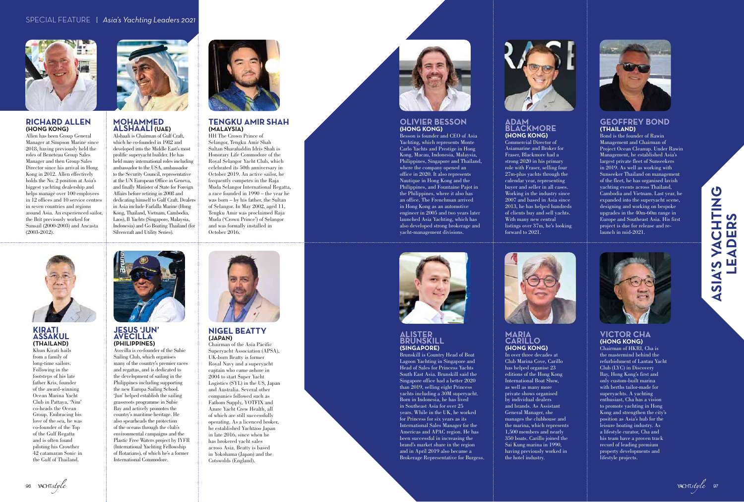# Asia's Yachting Leaders

### RICHARD ALLEN
**(HONG KONG)**

Allen has been Group General Manager at Simpson Marine since 2018, having previously held the roles of Beneteau Group Sales Manager and then Group Sales Director since his arrival in Hong Kong in 2012. Allen effectively holds the No. 2 position at Asia's biggest yachting dealership and helps manage over 100 employees in 12 offices and 10 service centres in seven countries and regions around Asia. An experienced sailor, the Brit previously worked for Sunsail (2000-2003) and Ancasta (2003-2012).

### MOHAMMED ALSHAALI (UAE)

Alshaali is Chairman of Gulf Craft, which he co-founded in 1982 and developed into the Middle East's most prolific superyacht builder. He has held many international roles including ambassador to the USA, ambassador to the Security Council, representative at the UN European Office in Geneva, and finally Minister of State for Foreign Affairs before retiring in 2008 and dedicating himself to Gulf Craft. Dealers in Asia include Farfalla Marine (Hong Kong, Thailand, Vietnam, Cambodia, Laos), B Yachts (Singapore, Malaysia, Indonesia) and Go Boating Thailand (for Silvercraft and Utility Series).

### TENGKU AMIR SHAH
**(MALAYSIA)**

HH The Crown Prince of Selangor, Tengku Amir Shah Sultan Sharafuddin Idris Shah is Honorary Life Commodore of the Royal Selangor Yacht Club, which celebrated its 50th anniversary in October 2019. An active sailor, he frequently competes in the Raja Muda Selangor International Regatta, a race founded in 1990 – the year he was born – by his father, the Sultan of Selangor. In May 2002, aged 11, Tengku Amir was proclaimed Raja Muda ('Crown Prince') of Selangor and was formally installed in October 2016.

### KIRATI ASSAKUL
**(THAILAND)**

Khun Kirati hails from a family of long-time sailors. Following in the footsteps of his late father Kris, founder of the award-winning Ocean Marina Yacht Club in Pattaya, 'Nim' co-heads the Ocean Group. Embracing his love of the sea, he was co-founder of the Top of the Gulf Regatta and is often found piloting his Crowther 42 catamaran Sonic in the Gulf of Thailand.

### JESUS 'JUN' AVECILLA
**(PHILIPPINES)**

Avecilla is co-founder of the Subic Sailing Club, which organises many of the country's premier races and regattas, and is dedicated to the development of sailing in the Philippines including supporting the new Europa Sailing School. 'Jun' helped establish the sailing grassroots programme in Subic Bay and actively promotes the country's maritime heritage. He also spearheads the protection of the oceans through the club's environmental campaigns and the Plastic Free Waters project by IYFR (International Yachting Fellowship of Rotarians), of which he's a former International Commodore.

### NIGEL BEATTY
**(JAPAN)**

Chairman of the Asia Pacific Superyacht Association (APSA), UK-born Beatty is former Royal Navy and a superyacht captain who came ashore in 2004 to start Super Yacht Logistics (SYL) in the US, Japan and Australia. Several other companies followed such as Fathom Supply, YOTFIX and Azure Yacht Crew Health, all of which are still successfully operating. As a licenced broker, he established Yachtzoo Japan in late 2016, since when he has brokered yacht sales across Asia. Beatty is based in Yokohama (Japan) and the Cotswolds (England).

### OLIVIER BESSON
**(HONG KONG)**

Besson is founder and CEO of Asia Yachting, which represents Monte Carlo Yachts and Prestige in Hong Kong, Macau, Indonesia, Malaysia, Philippines, Singapore and Thailand, where the company opened an office in 2020. It also represents Nautique in Hong Kong and the Philippines, and Fountaine Pajot in the Philippines, where it also has an office. The Frenchman arrived in Hong Kong as an automotive engineer in 2005 and two years later launched Asia Yachting, which has also developed strong brokerage and yacht-management divisions.

### ADAM BLACKMORE
**(HONG KONG)**

Commercial Director of Asiamarine and Broker for Fraser, Blackmore had a strong 2020 in his primary role with Fraser, selling four 27m-plus yachts through the calendar year, representing buyer and seller in all cases. Working in the industry since 2007 and based in Asia since 2013, he has helped hundreds of clients buy and sell yachts. With many new central listings over 37m, he's looking forward to 2021.

### GEOFFREY BOND
**(THAILAND)**

Bond is the founder of Rawin Management and Chairman of Project Ocean Cleanup. Under Rawin Management, he established Asia's largest private fleet of Sunseekers in 2019. As well as working with Sunseeker Thailand on management of the fleet, he has organised lavish yachting events across Thailand, Cambodia and Vietnam. Last year, he expanded into the superyacht scene, designing and working on bespoke upgrades in the 40m-60m range in Europe and Southeast Asia. His first project is due for release and re-launch in mid-2021.

### ALISTER BRUNSKILL
**(SINGAPORE)**

Brunskill is Country Head of Boat Lagoon Yachting in Singapore and Head of Sales for Princess Yachts South East Asia. Brunskill said the Singapore office had a better 2020 than 2019, selling eight Princess yachts including a 30M superyacht. Born in Indonesia, he has lived in Southeast Asia for over 25 years. While in the UK, he worked for Princess for six years as its International Sales Manager for the Americas and APAC region. He has been successful in increasing the brand's market share in the region and in April 2019 also became a Brokerage Representative for Burgess.

### MARIA CARILLO
**(HONG KONG)**

In over three decades at Club Marina Cove, Carillo has helped organise 23 editions of the Hong Kong International Boat Show, as well as many more private shows organised by individual dealers and brands. As Assistant General Manager, she manages the clubhouse and the marina, which represents 1,500 members and nearly 350 boats. Carillo joined the Sai Kung marina in 1990, having previously worked in the hotel industry.

### VICTOR CHA
**(HONG KONG)**

Chairman of HKRI, Cha is the mastermind behind the refurbishment of Lantau Yacht Club (LYC) in Discovery Bay, Hong Kong's first and only custom-built marina with berths tailor-made for superyachts. A yachting enthusiast, Cha has a vision to promote yachting in Hong Kong and strengthen the city's position as Asia's hub for the leisure boating industry. As a lifestyle curator, Cha and his team have a proven track record of leading premium property developments and lifestyle projects.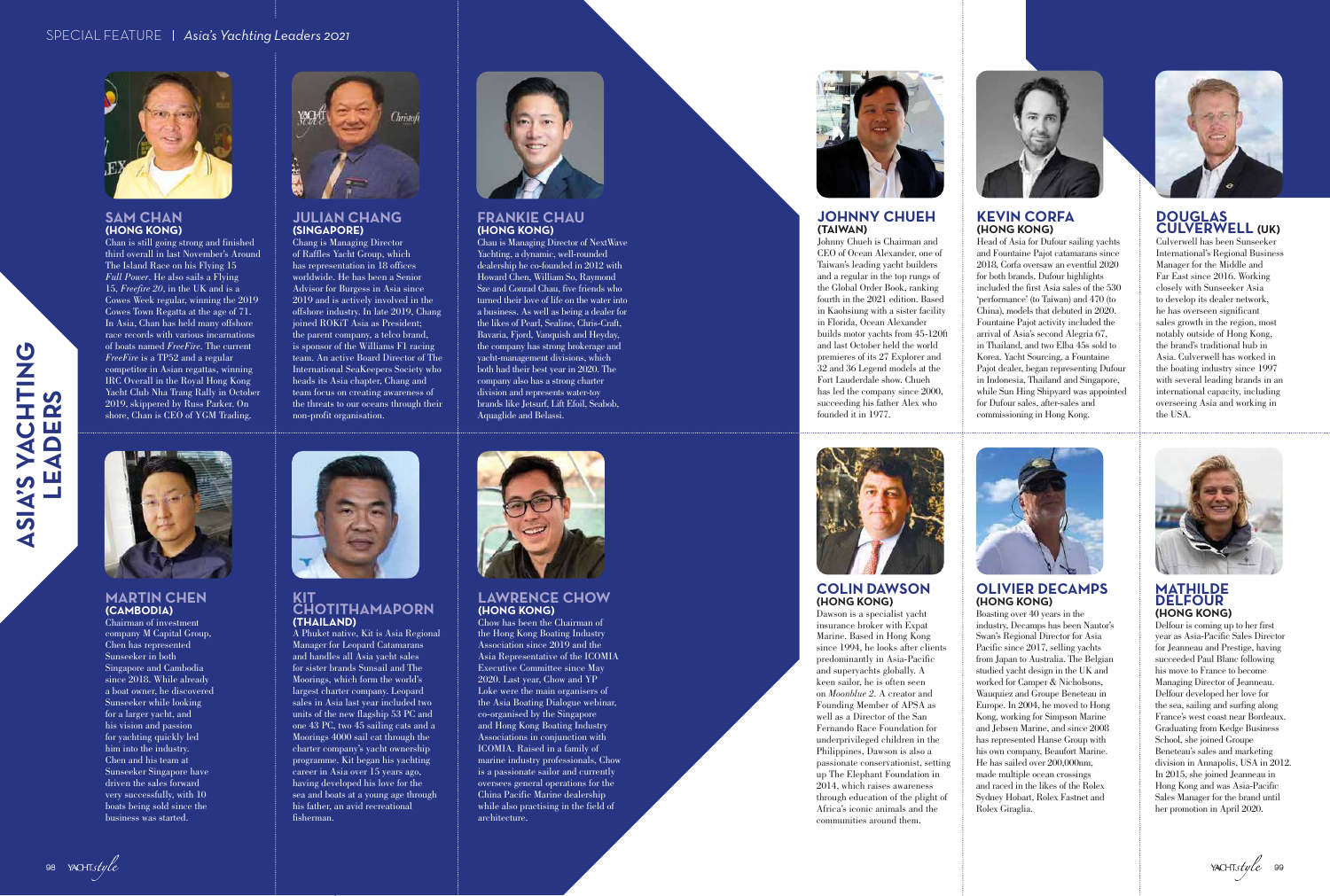# ASIA'S YACHTING LEADERS

## SAM CHAN
**(HONG KONG)**

Chan is still going strong and finished third overall in last November's Around The Island Race on his Flying 15 *Full Power*. He also sails a Flying 15, *Freefire 20*, in the UK and is a Cowes Week regular, winning the 2019 Cowes Town Regatta at the age of 71. In Asia, Chan has held many offshore race records with various incarnations of boats named *FreeFire*. The current *FreeFire* is a TP52 and a regular competitor in Asian regattas, winning IRC Overall in the Royal Hong Kong Yacht Club Nha Trang Rally in October 2019, skippered by Russ Parker. On shore, Chan is CEO of YGM Trading.

## JULIAN CHANG
**(SINGAPORE)**

Chang is Managing Director of Raffles Yacht Group, which has representation in 18 offices worldwide. He has been a Senior Advisor for Burgess in Asia since 2019 and is actively involved in the offshore industry. In late 2019, Chang joined ROKiT Asia as President; the parent company, a telco brand, is sponsor of the Williams F1 racing team. An active Board Director of The International SeaKeepers Society who heads its Asia chapter, Chang and team focus on creating awareness of the threats to our oceans through their non-profit organisation.

## FRANKIE CHAU
**(HONG KONG)**

Chau is Managing Director of NextWave Yachting, a dynamic, well-rounded dealership he co-founded in 2012 with Howard Chen, William So, Raymond Sze and Conrad Chau, five friends who turned their love of life on the water into a business. As well as being a dealer for the likes of Pearl, Sealine, Chris-Craft, Bavaria, Fjord, Vanquish and Heyday, the company has strong brokerage and yacht-management divisions, which both had their best year in 2020. The company also has a strong charter division and represents water-toy brands like Jetsurf, Lift Efoil, Seabob, Aquaglide and Belassi.

## MARTIN CHEN
**(CAMBODIA)**

Chairman of investment company M Capital Group, Chen has represented Sunseeker in both Singapore and Cambodia since 2018. While already a boat owner, he discovered Sunseeker while looking for a larger yacht, and his vision and passion for yachting quickly led him into the industry. Chen and his team at Sunseeker Singapore have driven the sales forward very successfully, with 10 boats being sold since the business was started.

## KIT CHOTITHAMAPORN
**(THAILAND)**

A Phuket native, Kit is Asia Regional Manager for Leopard Catamarans and handles all Asia yacht sales for sister brands Sunsail and The Moorings, which form the world's largest charter company. Leopard sales in Asia last year included two units of the new flagship 53 PC and one 43 PC, two 45 sailing cats and a Moorings 4000 sail cat through the charter company's yacht ownership programme. Kit began his yachting career in Asia over 15 years ago, having developed his love for the sea and boats at a young age through his father, an avid recreational fisherman.

## LAWRENCE CHOW
**(HONG KONG)**

Chow has been the Chairman of the Hong Kong Boating Industry Association since 2019 and the Asia Representative of the ICOMIA Executive Committee since May 2020. Last year, Chow and YP Loke were the main organisers of the Asia Boating Dialogue webinar, co-organised by the Singapore and Hong Kong Boating Industry Associations in conjunction with ICOMIA. Raised in a family of marine industry professionals, Chow is a passionate sailor and currently oversees general operations for the China Pacific Marine dealership while also practising in the field of architecture.

## JOHNNY CHUEH
**(TAIWAN)**

Johnny Chueh is Chairman and CEO of Ocean Alexander, one of Taiwan's leading yacht builders and a regular in the top rungs of the Global Order Book, ranking fourth in the 2021 edition. Based in Kaohsiung with a sister facility in Florida, Ocean Alexander builds motor yachts from 45-120ft and last October held the world premieres of its 27 Explorer and 32 and 36 Legend models at the Fort Lauderdale show. Chueh has led the company since 2000, succeeding his father Alex who founded it in 1977.

## KEVIN CORFA
**(HONG KONG)**

Head of Asia for Dufour sailing yachts and Fountaine Pajot catamarans since 2018, Corfa oversaw an eventful 2020 for both brands. Dufour highlights included the first Asia sales of the 530 'performance' (to Taiwan) and 470 (to China), models that debuted in 2020. Fountaine Pajot activity included the arrival of Asia's second Alegria 67, in Thailand, and two Elba 45s sold to Korea. Yacht Sourcing, a Fountaine Pajot dealer, began representing Dufour in Indonesia, Thailand and Singapore, while Sun Hing Shipyard was appointed for Dufour sales, after-sales and commissioning in Hong Kong.

## DOUGLAS CULVERWELL (UK)

Culverwell has been Sunseeker International's Regional Business Manager for the Middle and Far East since 2016. Working closely with Sunseeker Asia to develop its dealer network, he has overseen significant sales growth in the region, most notably outside of Hong Kong, the brand's traditional hub in Asia. Culverwell has worked in the boating industry since 1997 with several leading brands in an international capacity, including overseeing Asia and working in the USA.

## COLIN DAWSON
**(HONG KONG)**

Dawson is a specialist yacht insurance broker with Expat Marine. Based in Hong Kong since 1994, he looks after clients predominantly in Asia-Pacific and superyachts globally. A keen sailor, he is often seen on *Moonblue 2*. A creator and Founding Member of APSA as well as a Director of the San Fernando Race Foundation for underprivileged children in the Philippines, Dawson is also a passionate conservationist, setting up The Elephant Foundation in 2014, which raises awareness through education of the plight of Africa's iconic animals and the communities around them.

## OLIVIER DECAMPS
**(HONG KONG)**

Boasting over 40 years in the industry, Decamps has been Nautor's Swan's Regional Director for Asia Pacific since 2017, selling yachts from Japan to Australia. The Belgian studied yacht design in the UK and worked for Camper & Nicholsons, Wauquiez and Groupe Beneteau in Europe. In 2004, he moved to Hong Kong, working for Simpson Marine and Jebsen Marine, and since 2008 has represented Hanse Group with his own company, Beaufort Marine. He has sailed over 200,000nm, made multiple ocean crossings and raced in the likes of the Rolex Sydney Hobart, Rolex Fastnet and Rolex Giraglia.

## MATHILDE DELFOUR
**(HONG KONG)**

Delfour is coming up to her first year as Asia-Pacific Sales Director for Jeanneau and Prestige, having succeeded Paul Blanc following his move to France to become Managing Director of Jeanneau. Delfour developed her love for the sea, sailing and surfing along France's west coast near Bordeaux. Graduating from Kedge Business School, she joined Groupe Beneteau's sales and marketing division in Annapolis, USA in 2012. In 2015, she joined Jeanneau in Hong Kong and was Asia-Pacific Sales Manager for the brand until her promotion in April 2020.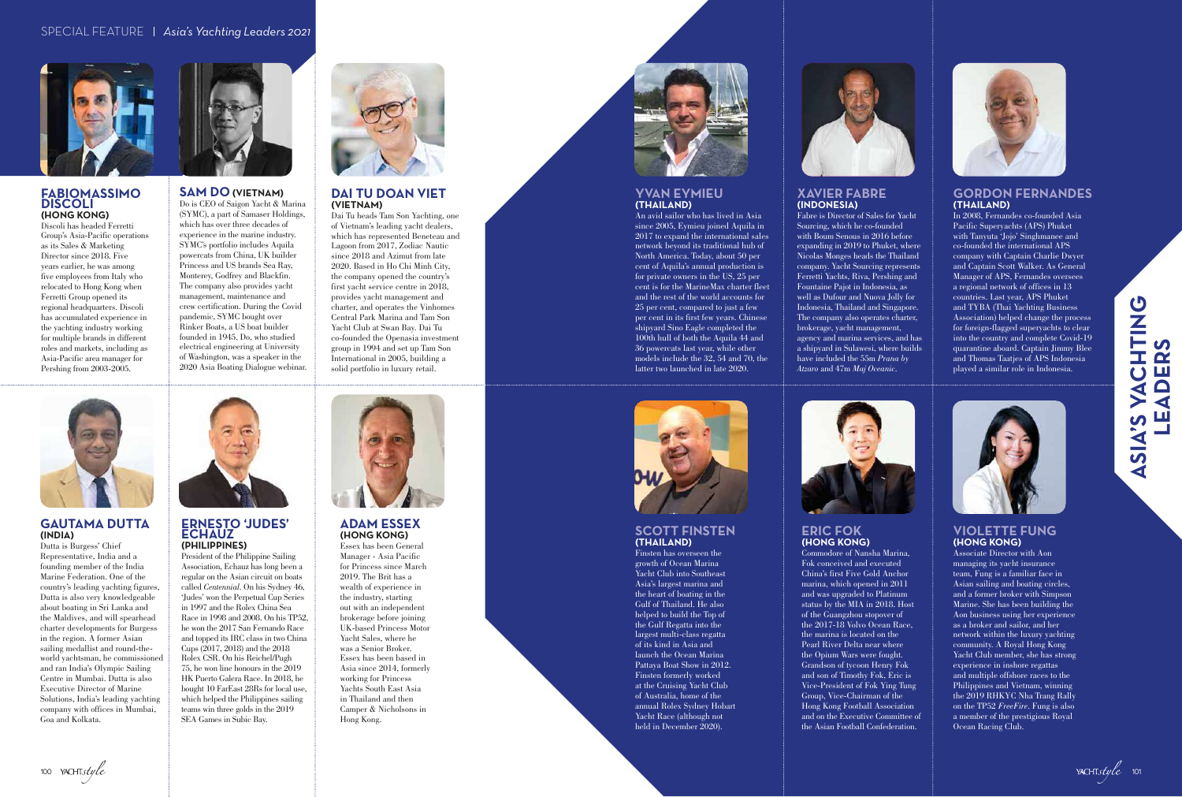# Asia's Yachting Leaders

## FABIOMASSIMO DISCOLI
**(HONG KONG)**

Discoli has headed Ferretti Group's Asia-Pacific operations as its Sales & Marketing Director since 2018. Five years earlier, he was among five employees from Italy who relocated to Hong Kong when Ferretti Group opened its regional headquarters. Discoli has accumulated experience in the yachting industry working for multiple brands in different roles and markets, including as Asia-Pacific area manager for Pershing from 2003-2005.

## SAM DO (VIETNAM)

Do is CEO of Saigon Yacht & Marina (SYMC), a part of Samaser Holdings, which has over three decades of experience in the marine industry. SYMC's portfolio includes Aquila powercats from China, UK builder Princess and US brands Sea Ray, Monterey, Godfrey and Blackfin. The company also provides yacht management, maintenance and crew certification. During the Covid pandemic, SYMC bought over Rinker Boats, a US boat builder founded in 1945. Do, who studied electrical engineering at University of Washington, was a speaker in the 2020 Asia Boating Dialogue webinar.

## DAI TU DOAN VIET
**(VIETNAM)**

Dai Tu heads Tam Son Yachting, one of Vietnam's leading yacht dealers, which has represented Beneteau and Lagoon from 2017, Zodiac Nautic since 2018 and Azimut from late 2020. Based in Ho Chi Minh City, the company opened the country's first yacht service centre in 2018, provides yacht management and charter, and operates the Vinhomes Central Park Marina and Tam Son Yacht Club at Swan Bay. Dai Tu co-founded the Openasia investment group in 1994 and set up Tam Son International in 2005, building a solid portfolio in luxury retail.

## GAUTAMA DUTTA
**(INDIA)**

Dutta is Burgess' Chief Representative, India and a founding member of the India Marine Federation. One of the country's leading yachting figures, Dutta is also very knowledgeable about boating in Sri Lanka and the Maldives, and will spearhead charter developments for Burgess in the region. A former Asian sailing medallist and round-the-world yachtsman, he commissioned and ran India's Olympic Sailing Centre in Mumbai. Dutta is also Executive Director of Marine Solutions, India's leading yachting company with offices in Mumbai, Goa and Kolkata.

## ERNESTO 'JUDES' ECHAUZ
**(PHILIPPINES)**

President of the Philippine Sailing Association, Echauz has long been a regular on the Asian circuit on boats called *Centennial*. On his Sydney 46, 'Judes' won the Perpetual Cup Series in 1997 and the Rolex China Sea Race in 1998 and 2008. On his TP52, he won the 2017 San Fernando Race and topped its IRC class in two China Cups (2017, 2018) and the 2018 Rolex CSR. On his Reichel/Pugh 75, he won line honours in the 2019 HK Puerto Galera Race. In 2018, he bought 10 FarEast 28Rs for local use, which helped the Philippines sailing teams win three golds in the 2019 SEA Games in Subic Bay.

## ADAM ESSEX
**(HONG KONG)**

Essex has been General Manager - Asia Pacific for Princess since March 2019. The Brit has a wealth of experience in the industry, starting out with an independent brokerage before joining UK-based Princess Motor Yacht Sales, where he was a Senior Broker. Essex has been based in Asia since 2014, formerly working for Princess Yachts South East Asia in Thailand and then Camper & Nicholsons in Hong Kong.

## YVAN EYMIEU
**(THAILAND)**

An avid sailor who has lived in Asia since 2005, Eymieu joined Aquila in 2017 to expand the international sales network beyond its traditional hub of North America. Today, about 50 per cent of Aquila's annual production is for private owners in the US, 25 per cent is for the MarineMax charter fleet and the rest of the world accounts for 25 per cent, compared to just a few per cent in its first few years. Chinese shipyard Sino Eagle completed the 100th hull of both the Aquila 44 and 36 powercats last year, while other models include the 32, 54 and 70, the latter two launched in late 2020.

## XAVIER FABRE
**(INDONESIA)**

Fabre is Director of Sales for Yacht Sourcing, which he co-founded with Boum Senous in 2016 before expanding in 2019 to Phuket, where Nicolas Monges heads the Thailand company. Yacht Sourcing represents Ferretti Yachts, Riva, Pershing and Fountaine Pajot in Indonesia, as well as Dufour and Nuova Jolly for Indonesia, Thailand and Singapore. The company also operates charter, brokerage, yacht management, agency and marina services, and has a shipyard in Sulawesi, where builds have included the 55m *Prana by Atzaro* and 47m *Maj Oceanic*.

## GORDON FERNANDES
**(THAILAND)**

In 2008, Fernandes co-founded Asia Pacific Superyachts (APS) Phuket with Tanyuta 'Jojo' Singhmanee and co-founded the international APS company with Captain Charlie Dwyer and Captain Scott Walker. As General Manager of APS, Fernandes oversees a regional network of offices in 13 countries. Last year, APS Phuket and TYBA (Thai Yachting Business Association) helped change the process for foreign-flagged superyachts to clear into the country and complete Covid-19 quarantine aboard. Captain Jimmy Blee and Thomas Taatjes of APS Indonesia played a similar role in Indonesia.

## SCOTT FINSTEN
**(THAILAND)**

Finsten has overseen the growth of Ocean Marina Yacht Club into Southeast Asia's largest marina and the heart of boating in the Gulf of Thailand. He also helped to build the Top of the Gulf Regatta into the largest multi-class regatta of its kind in Asia and launch the Ocean Marina Pattaya Boat Show in 2012. Finsten formerly worked at the Cruising Yacht Club of Australia, home of the annual Rolex Sydney Hobart Yacht Race (although not held in December 2020).

## ERIC FOK
**(HONG KONG)**

Commodore of Nansha Marina, Fok conceived and executed China's first Five Gold Anchor marina, which opened in 2011 and was upgraded to Platinum status by the MIA in 2018. Host of the Guangzhou stopover of the 2017-18 Volvo Ocean Race, the marina is located on the Pearl River Delta near where the Opium Wars were fought. Grandson of tycoon Henry Fok and son of Timothy Fok, Eric is Vice-President of Fok Ying Tung Group, Vice-Chairman of the Hong Kong Football Association and on the Executive Committee of the Asian Football Confederation.

## VIOLETTE FUNG
**(HONG KONG)**

Associate Director with Aon managing its yacht insurance team, Fung is a familiar face in Asian sailing and boating circles, and a former broker with Simpson Marine. She has been building the Aon business using her experience as a broker and sailor, and her network within the luxury yachting community. A Royal Hong Kong Yacht Club member, she has strong experience in inshore regattas and multiple offshore races to the Philippines and Vietnam, winning the 2019 RHKYC Nha Trang Rally on the TP52 *FreeFire*. Fung is also a member of the prestigious Royal Ocean Racing Club.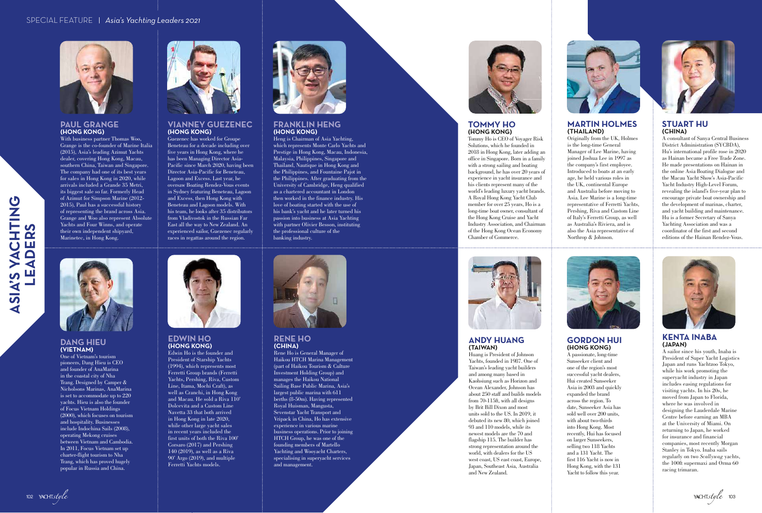# ASIA'S YACHTING LEADERS

## PAUL GRANGE
**(HONG KONG)**

With business partner Thomas Woo, Grange is the co-founder of Marine Italia (2015), Asia's leading Azimut Yachts dealer, covering Hong Kong, Macau, southern China, Taiwan and Singapore. The company had one of its best years for sales in Hong Kong in 2020, while arrivals included a Grande 35 Metri, its biggest sale so far. Formerly Head of Azimut for Simpson Marine (2012-2015), Paul has a successful history of representing the brand across Asia. Grange and Woo also represent Absolute Yachts and Four Winns, and operate their own independent shipyard, Marinetec, in Hong Kong.

## VIANNEY GUEZENEC
**(HONG KONG)**

Guezenec has worked for Groupe Beneteau for a decade including over five years in Hong Kong, where he has been Managing Director Asia-Pacific since March 2020, having been Director Asia-Pacific for Beneteau, Lagoon and Excess. Last year, he oversaw Boating Rendez-Vous events in Sydney featuring Beneteau, Lagoon and Excess, then Hong Kong with Beneteau and Lagoon models. With his team, he looks after 35 distributors from Vladivostok in the Russian Far East all the way to New Zealand. An experienced sailor, Guezenec regularly races in regattas around the region.

## FRANKLIN HENG
**(HONG KONG)**

Heng is Chairman of Asia Yachting, which represents Monte Carlo Yachts and Prestige in Hong Kong, Macau, Indonesia, Malaysia, Philippines, Singapore and Thailand, Nautique in Hong Kong and the Philippines, and Fountaine Pajot in the Philippines. After graduating from the University of Cambridge, Heng qualified as a chartered accountant in London then worked in the finance industry. His love of boating started with the use of his bank's yacht and he later turned his passion into business at Asia Yachting with partner Olivier Besson, instituting the professional culture of the banking industry.

## DANG HIEU
**(VIETNAM)**

One of Vietnam's tourism pioneers, Dang Hieu is CEO and founder of AnaMarina in the coastal city of Nha Trang. Designed by Camper & Nicholsons Marinas, AnaMarina is set to accommodate up to 220 yachts. Hieu is also the founder of Focus Vietnam Holdings (2000), which focuses on tourism and hospitality. Businesses include Indochina Sails (2008), operating Mekong cruises between Vietnam and Cambodia. In 2011, Focus Vietnam set up charter-flight tourism to Nha Trang, which has proved hugely popular in Russia and China.

## EDWIN HO
**(HONG KONG)**

Edwin Ho is the founder and President of Starship Yachts (1994), which represents most Ferretti Group brands (Ferretti Yachts, Pershing, Riva, Custom Line, Itama, Mochi Craft), as well as Cranchi, in Hong Kong and Macau. He sold a Riva 110' Dolcevita and a Custom Line Navetta 33 that both arrived in Hong Kong in late 2020, while other large yacht sales in recent years included the first units of both the Riva 100' Corsaro (2017) and Pershing 140 (2019), as well as a Riva 90' Argo (2019), and multiple Ferretti Yachts models.

## RENE HO
**(CHINA)**

Rene Ho is General Manager of Haikou HTCH Marina Management (part of Haikou Tourism & Culture Investment Holding Group) and manages the Haikou National Sailing Base Public Marina, Asia's largest public marina with 611 berths (8-50m). Having represented Royal Huisman, Mangusta, Sevenstar Yacht Transport and Vripack in China, Ho has extensive experience in various marine business operations. Prior to joining HTCH Group, he was one of the founding members of Martello Yachting and Wooyacht Charters, specialising in superyacht services and management.

## TOMMY HO
**(HONG KONG)**

Tommy Ho is CEO of Voyager Risk Solutions, which he founded in 2018 in Hong Kong, later adding an office in Singapore. Born in a family with a strong sailing and boating background, he has over 20 years of experience in yacht insurance and his clients represent many of the world's leading luxury yacht brands. A Royal Hong Kong Yacht Club member for over 25 years, Ho is a long-time boat owner, consultant of the Hong Kong Cruise and Yacht Industry Association, and Chairman of the Hong Kong Ocean Economy Chamber of Commerce.

## MARTIN HOLMES
**(THAILAND)**

Originally from the UK, Holmes is the long-time General Manager of Lee Marine, having joined Joshua Lee in 1997 as the company's first employee. Introduced to boats at an early age, he held various roles in the UK, continental Europe and Australia before moving to Asia. Lee Marine is a long-time representative of Ferretti Yachts, Pershing, Riva and Custom Line of Italy's Ferretti Group, as well as Australia's Riviera, and is also the Asia representative of Northrop & Johnson.

## STUART HU
**(CHINA)**

A consultant of Sanya Central Business District Administration (SYCBDA), Hu's international profile rose in 2020 as Hainan became a Free Trade Zone. He made presentations on Hainan in the online Asia Boating Dialogue and the Macau Yacht Show's Asia-Pacific Yacht Industry High-Level Forum, revealing the island's five-year plan to encourage private boat ownership and the development of marinas, charter, and yacht building and maintenance. Hu is a former Secretary of Sanya Yachting Association and was a coordinator of the first and second editions of the Hainan Rendez-Vous.

## ANDY HUANG
**(TAIWAN)**

Huang is President of Johnson Yachts, founded in 1987. One of Taiwan's leading yacht builders and among many based in Kaohsiung such as Horizon and Ocean Alexander, Johnson has about 250 staff and builds models from 70-115ft, with all designs by Brit Bill Dixon and most units sold to the US. In 2019, it debuted its new 80, which joined 93 and 110 models, while its newest models are the 70 and flagship 115. The builder has strong representation around the world, with dealers for the US west coast, US east coast, Europe, Japan, Southeast Asia, Australia and New Zealand.

## GORDON HUI
**(HONG KONG)**

A passionate, long-time Sunseeker client and one of the region's most successful yacht dealers, Hui created Sunseeker Asia in 2003 and quickly expanded the brand across the region. To date, Sunseeker Asia has sold well over 200 units, with about two-thirds into Hong Kong. Most recently, Hui has focused on larger Sunseekers, selling two 118 Yachts and a 131 Yacht. The first 116 Yacht is now in Hong Kong, with the 131 Yacht to follow this year.

## KENTA INABA
**(JAPAN)**

A sailor since his youth, Inaba is President of Super Yacht Logistics Japan and runs Yachtzoo Tokyo, while his work promoting the superyacht industry in Japan includes easing regulations for visiting yachts. In his 20s, he moved from Japan to Florida, where he was involved in designing the Lauderdale Marine Centre before earning an MBA at the University of Miami. On returning to Japan, he worked for insurance and financial companies, most recently Morgan Stanley in Tokyo. Inaba sails regularly on two *Scallywag* yachts, the 100ft supermaxi and Orma 60 racing trimaran.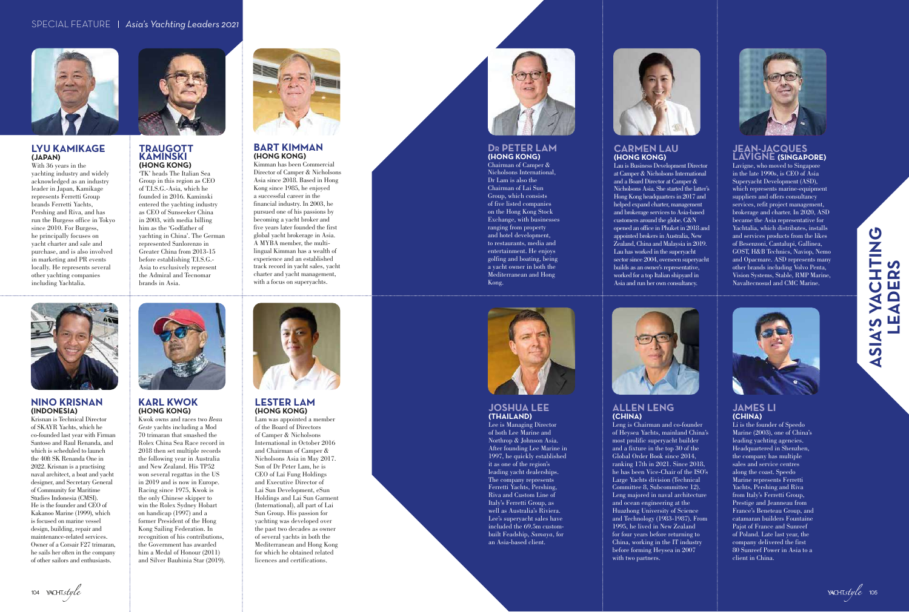# ASIA'S YACHTING LEADERS

### LYU KAMIKAGE (JAPAN)

With 36 years in the yachting industry and widely acknowledged as an industry leader in Japan, Kamikage represents Ferretti Group brands Ferretti Yachts, Pershing and Riva, and has run the Burgess office in Tokyo since 2010. For Burgess, he principally focuses on yacht charter and sale and purchase, and is also involved in marketing and PR events locally. He represents several other yachting companies including Yachtalia.

### TRAUGOTT KAMINSKI (HONG KONG)

'TK' heads The Italian Sea Group in this region as CEO of T.I.S.G.-Asia, which he founded in 2016. Kaminski entered the yachting industry as CEO of Sunseeker China in 2003, with media billing him as the 'Godfather of yachting in China'. The German represented Sanlorenzo in Greater China from 2013-15 before establishing T.I.S.G.-Asia to exclusively represent the Admiral and Tecnomar brands in Asia.

### BART KIMMAN (HONG KONG)

Kimman has been Commercial Director of Camper & Nicholsons Asia since 2018. Based in Hong Kong since 1985, he enjoyed a successful career in the financial industry. In 2003, he pursued one of his passions by becoming a yacht broker and five years later founded the first global yacht brokerage in Asia. A MYBA member, the multi-lingual Kimman has a wealth of experience and an established track record in yacht sales, yacht charter and yacht management, with a focus on superyachts.

### NINO KRISNAN (INDONESIA)

Krisnan is Technical Director of SKAYR Yachts, which he co-founded last year with Firman Santoso and Raul Renanda, and which is scheduled to launch the 40ft SK Renanda One in 2022. Krisnan is a practising naval architect, a boat and yacht designer, and Secretary General of Community for Maritime Studies Indonesia (CMSI). He is the founder and CEO of Kakanoo Marine (1999), which is focused on marine vessel design, building, repair and maintenance-related services. Owner of a Corsair F27 trimaran, he sails her often in the company of other sailors and enthusiasts.

### KARL KWOK (HONG KONG)

Kwok owns and races two *Beau Geste* yachts including a Mod 70 trimaran that smashed the Rolex China Sea Race record in 2018 then set multiple records the following year in Australia and New Zealand. His TP52 won several regattas in the US in 2019 and is now in Europe. Racing since 1975, Kwok is the only Chinese skipper to win the Rolex Sydney Hobart on handicap (1997) and a former President of the Hong Kong Sailing Federation. In recognition of his contributions, the Government has awarded him a Medal of Honour (2011) and Silver Bauhinia Star (2019).

### LESTER LAM (HONG KONG)

Lam was appointed a member of the Board of Directors of Camper & Nicholsons International in October 2016 and Chairman of Camper & Nicholsons Asia in May 2017. Son of Dr Peter Lam, he is CEO of Lai Fung Holdings and Executive Director of Lai Sun Development, eSun Holdings and Lai Sun Garment (International), all part of Lai Sun Group. His passion for yachting was developed over the past two decades as owner of several yachts in both the Mediterranean and Hong Kong for which he obtained related licences and certifications.

### DR PETER LAM (HONG KONG)

Chairman of Camper & Nicholsons International, Dr Lam is also the Chairman of Lai Sun Group, which consists of five listed companies on the Hong Kong Stock Exchange, with businesses ranging from property and hotel development, to restaurants, media and entertainment. He enjoys golfing and boating, being a yacht owner in both the Mediterranean and Hong Kong.

### CARMEN LAU (HONG KONG)

Lau is Business Development Director at Camper & Nicholsons International and a Board Director at Camper & Nicholsons Asia. She started the latter's Hong Kong headquarters in 2017 and helped expand charter, management and brokerage services to Asia-based customers around the globe. C&N opened an office in Phuket in 2018 and appointed brokers in Australia, New Zealand, China and Malaysia in 2019. Lau has worked in the superyacht sector since 2004, overseen superyacht builds as an owner's representative, worked for a top Italian shipyard in Asia and run her own consultancy.

### JEAN-JACQUES LAVIGNE (SINGAPORE)

Lavigne, who moved to Singapore in the late 1990s, is CEO of Asia Superyacht Development (ASD), which represents marine-equipment suppliers and offers consultancy services, refit project management, brokerage and charter. In 2020, ASD became the Asia representative for Yachtalia, which distributes, installs and services products from the likes of Besenzoni, Cantalupi, Gallinea, GOST, H&B Technics, Naviop, Nemo and Opacmare. ASD represents many other brands including Volvo Penta, Vision Systems, Stable, RMP Marine, Navaltecnosud and CMC Marine.

### JOSHUA LEE (THAILAND)

Lee is Managing Director of both Lee Marine and Northrop & Johnson Asia. After founding Lee Marine in 1997, he quickly established it as one of the region's leading yacht dealerships. The company represents Ferretti Yachts, Pershing, Riva and Custom Line of Italy's Ferretti Group, as well as Australia's Riviera. Lee's superyacht sales have included the 69.5m custom-built Feadship, *Samaya*, for an Asia-based client.

### ALLEN LENG (CHINA)

Leng is Chairman and co-founder of Heysea Yachts, mainland China's most prolific superyacht builder and a fixture in the top 30 of the Global Order Book since 2014, ranking 17th in 2021. Since 2018, he has been Vice-Chair of the ISO's Large Yachts division (Technical Committee 8, Subcommittee 12). Leng majored in naval architecture and ocean engineering at the Huazhong University of Science and Technology (1983-1987). From 1995, he lived in New Zealand for four years before returning to China, working in the IT industry before forming Heysea in 2007 with two partners.

### JAMES LI (CHINA)

Li is the founder of Speedo Marine (2003), one of China's leading yachting agencies. Headquartered in Shenzhen, the company has multiple sales and service centres along the coast. Speedo Marine represents Ferretti Yachts, Pershing and Riva from Italy's Ferretti Group, Prestige and Jeanneau from France's Beneteau Group, and catamaran builders Fountaine Pajot of France and Sunreef of Poland. Late last year, the company delivered the first 80 Sunreef Power in Asia to a client in China.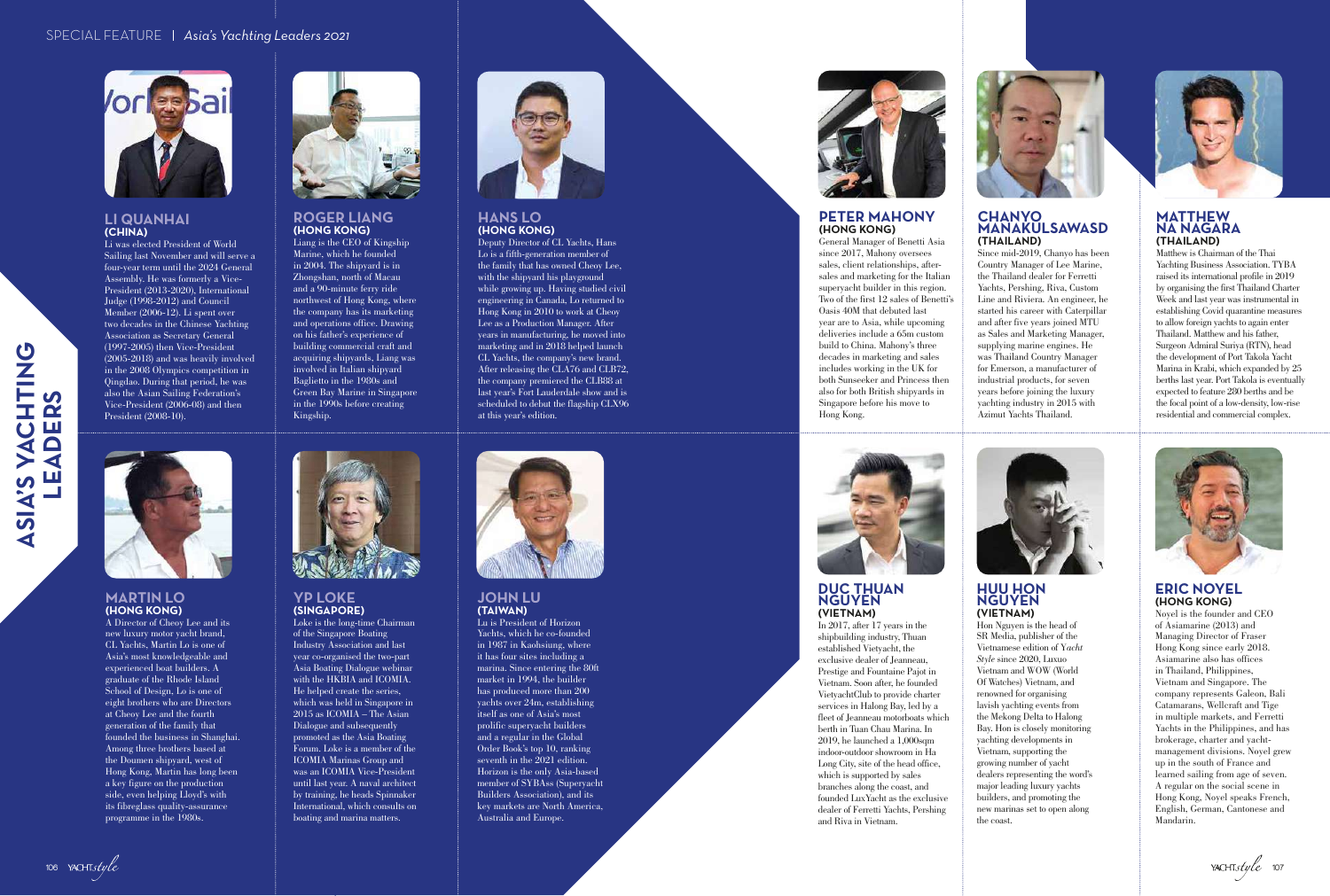# ASIA'S YACHTING LEADERS

## LI QUANHAI
**(CHINA)**

Li was elected President of World Sailing last November and will serve a four-year term until the 2024 General Assembly. He was formerly a Vice-President (2013-2020), International Judge (1998-2012) and Council Member (2006-12). Li spent over two decades in the Chinese Yachting Association as Secretary General (1997-2005) then Vice-President (2005-2018) and was heavily involved in the 2008 Olympics competition in Qingdao. During that period, he was also the Asian Sailing Federation's Vice-President (2006-08) and then President (2008-10).

## ROGER LIANG
**(HONG KONG)**

Liang is the CEO of Kingship Marine, which he founded in 2004. The shipyard is in Zhongshan, north of Macau and a 90-minute ferry ride northwest of Hong Kong, where the company has its marketing and operations office. Drawing on his father's experience of building commercial craft and acquiring shipyards, Liang was involved in Italian shipyard Baglietto in the 1980s and Green Bay Marine in Singapore in the 1990s before creating Kingship.

## HANS LO
**(HONG KONG)**

Deputy Director of CL Yachts, Hans Lo is a fifth-generation member of the family that has owned Cheoy Lee, with the shipyard his playground while growing up. Having studied civil engineering in Canada, Lo returned to Hong Kong in 2010 to work at Cheoy Lee as a Production Manager. After years in manufacturing, he moved into marketing and in 2018 helped launch CL Yachts, the company's new brand. After releasing the CLA76 and CLB72, the company premiered the CLB88 at last year's Fort Lauderdale show and is scheduled to debut the flagship CLX96 at this year's edition.

## MARTIN LO
**(HONG KONG)**

A Director of Cheoy Lee and its new luxury motor yacht brand, CL Yachts, Martin Lo is one of Asia's most knowledgeable and experienced boat builders. A graduate of the Rhode Island School of Design, Lo is one of eight brothers who are Directors at Cheoy Lee and the fourth generation of the family that founded the business in Shanghai. Among three brothers based at the Doumen shipyard, west of Hong Kong, Martin has long been a key figure on the production side, even helping Lloyd's with its fibreglass quality-assurance programme in the 1980s.

## YP LOKE
**(SINGAPORE)**

Loke is the long-time Chairman of the Singapore Boating Industry Association and last year co-organised the two-part Asia Boating Dialogue webinar with the HKBIA and ICOMIA. He helped create the series, which was held in Singapore in 2015 as ICOMIA – The Asian Dialogue and subsequently promoted as the Asia Boating Forum. Loke is a member of the ICOMIA Marinas Group and was an ICOMIA Vice-President until last year. A naval architect by training, he heads Spinnaker International, which consults on boating and marina matters.

## JOHN LU
**(TAIWAN)**

Lu is President of Horizon Yachts, which he co-founded in 1987 in Kaohsiung, where it has four sites including a marina. Since entering the 80ft market in 1994, the builder has produced more than 200 yachts over 24m, establishing itself as one of Asia's most prolific superyacht builders and a regular in the Global Order Book's top 10, ranking seventh in the 2021 edition. Horizon is the only Asia-based member of SYBAss (Superyacht Builders Association), and its key markets are North America, Australia and Europe.

## PETER MAHONY
**(HONG KONG)**

General Manager of Benetti Asia since 2017, Mahony oversees sales, client relationships, after-sales and marketing for the Italian superyacht builder in this region. Two of the first 12 sales of Benetti's Oasis 40M that debuted last year are to Asia, while upcoming deliveries include a 65m custom build to China. Mahony's three decades in marketing and sales includes working in the UK for both Sunseeker and Princess then also for both British shipyards in Singapore before his move to Hong Kong.

## CHANYO MANAKULSAWASD
**(THAILAND)**

Since mid-2019, Chanyo has been Country Manager of Lee Marine, the Thailand dealer for Ferretti Yachts, Pershing, Riva, Custom Line and Riviera. An engineer, he started his career with Caterpillar and after five years joined MTU as Sales and Marketing Manager, supplying marine engines. He was Thailand Country Manager for Emerson, a manufacturer of industrial products, for seven years before joining the luxury yachting industry in 2015 with Azimut Yachts Thailand.

## MATTHEW NA NAGARA
**(THAILAND)**

Matthew is Chairman of the Thai Yachting Business Association. TYBA raised its international profile in 2019 by organising the first Thailand Charter Week and last year was instrumental in establishing Covid quarantine measures to allow foreign yachts to again enter Thailand. Matthew and his father, Surgeon Admiral Suriya (RTN), head the development of Port Takola Yacht Marina in Krabi, which expanded by 25 berths last year. Port Takola is eventually expected to feature 230 berths and be the focal point of a low-density, low-rise residential and commercial complex.

## DUC THUAN NGUYEN
**(VIETNAM)**

In 2017, after 17 years in the shipbuilding industry, Thuan established Vietyacht, the exclusive dealer of Jeanneau, Prestige and Fountaine Pajot in Vietnam. Soon after, he founded VietyachtClub to provide charter services in Halong Bay, led by a fleet of Jeanneau motorboats which berth in Tuan Chau Marina. In 2019, he launched a 1,000sqm indoor-outdoor showroom in Ha Long City, site of the head office, which is supported by sales branches along the coast, and founded LuxYacht as the exclusive dealer of Ferretti Yachts, Pershing and Riva in Vietnam.

## HUU HON NGUYEN
**(VIETNAM)**

Hon Nguyen is the head of SR Media, publisher of the Vietnamese edition of *Yacht Style* since 2020, Luxuo Vietnam and WOW (World Of Watches) Vietnam, and renowned for organising lavish yachting events from the Mekong Delta to Halong Bay. Hon is closely monitoring yachting developments in Vietnam, supporting the growing number of yacht dealers representing the word's major leading luxury yachts builders, and promoting the new marinas set to open along the coast.

## ERIC NOYEL
**(HONG KONG)**

Noyel is the founder and CEO of Asiamarine (2013) and Managing Director of Fraser Hong Kong since early 2018. Asiamarine also has offices in Thailand, Philippines, Vietnam and Singapore. The company represents Galeon, Bali Catamarans, Wellcraft and Tige in multiple markets, and Ferretti Yachts in the Philippines, and has brokerage, charter and yacht-management divisions. Noyel grew up in the south of France and learned sailing from age of seven. A regular on the social scene in Hong Kong, Noyel speaks French, English, German, Cantonese and Mandarin.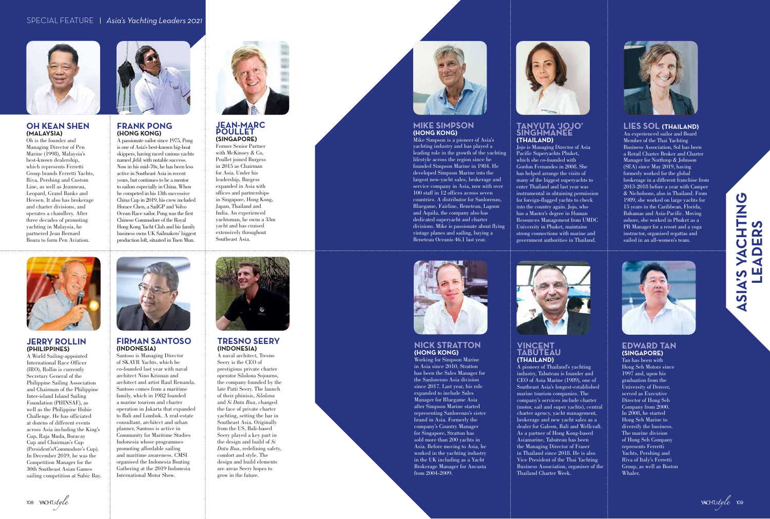## OH KEAN SHEN (MALAYSIA)

Oh is the founder and Managing Director of Pen Marine (1998), Malaysia's best-known dealership, which represents Ferretti Group brands Ferretti Yachts, Riva, Pershing and Custom Line, as well as Jeanneau, Leopard, Grand Banks and Heesen. It also has brokerage and charter divisions, and operates a chandlery. After three decades of promoting yachting in Malaysia, he partnered Jean Bernard Boura to form Pen Aviation.

## FRANK PONG (HONG KONG)

A passionate sailor since 1975, Pong is one of Asia's best-known big-boat skippers, having raced various yachts named *Jelik* with notable success. Now in his mid-70s, he has been less active in Southeast Asia in recent years, but continues to be a mentor to sailors especially in China. When he competed in his 13th successive China Cup in 2019, his crew included Horace Chen, a SailGP and Volvo Ocean Race sailor. Pong was the first Chinese Commodore of the Royal Hong Kong Yacht Club and his family business owns UK Sailmakers' biggest production loft, situated in Tuen Mun.

## JEAN-MARC POULLET (SINGAPORE)

Former Senior Partner with McKinsey & Co, Poullet joined Burgess in 2015 as Chairman for Asia. Under his leadership, Burgess expanded in Asia with offices and partnerships in Singapore, Hong Kong, Japan, Thailand and India. An experienced yachtsman, he owns a 33m yacht and has cruised extensively throughout Southeast Asia.

## JERRY ROLLIN (PHILIPPINES)

A World Sailing-appointed International Race Officer (IRO), Rollin is currently Secretary General of the Philippine Sailing Association and Chairman of the Philippine Inter-island Island Sailing Foundation (PHINSAF), as well as the Philippine Hobie Challenge. He has officiated at dozens of different events across Asia including the King's Cup, Raja Muda, Boracay Cup and Chairman's Cup (President's/Commodore's Cup). In December 2019, he was the Competition Manager for the 30th Southeast Asian Games sailing competition at Subic Bay.

## FIRMAN SANTOSO (INDONESIA)

Santoso is Managing Director of SKAYR Yachts, which he co-founded last year with naval architect Nino Krisnan and architect and artist Raul Renanda. Santoso comes from a maritime family, which in 1982 founded a marine tourism and charter operation in Jakarta that expanded to Bali and Lombok. A real-estate consultant, architect and urban planner, Santoso is active in Community for Maritime Studies Indonesia whose programmes promoting affordable sailing and maritime awareness. CMSI organised the Indonesia Boating Gathering at the 2019 Indonesia International Motor Show.

## TRESNO SEERY (INDONESIA)

A naval architect, Tresno Seery is the CEO of prestigious private charter operator Silolona Sojourns, the company founded by the late Patti Seery. The launch of their phinisis, *Silolona* and *Si Datu Bua*, changed the face of private charter yachting, setting the bar in Southeast Asia. Originally from the US, Bali-based Seery played a key part in the design and build of *Si Datu Bua*, redefining safety, comfort and style. The design and build elements are areas Seery hopes to grow in the future.

## MIKE SIMPSON (HONG KONG)

Mike Simpson is a pioneer of Asia's yachting industry and has played a leading role in the growth of the yachting lifestyle across the region since he founded Simpson Marine in 1984. He developed Simpson Marine into the largest new-yacht sales, brokerage and service company in Asia, now with over 100 staff in 12 offices across seven countries. A distributor for Sanlorenzo, Bluegame, Fairline, Beneteau, Lagoon and Aquila, the company also has dedicated superyacht and charter divisions. Mike is passionate about flying vintage planes and sailing, buying a Beneteau Oceanis 46.1 last year.

## TANYUTA 'JOJO' SINGHMANEE (THAILAND)

Jojo is Managing Director of Asia Pacific Superyachts Phuket, which she co-founded with Gordon Fernandes in 2008. She has helped arrange the visits of many of the biggest superyachts to enter Thailand and last year was instrumental in obtaining permission for foreign-flagged yachts to check into the country again. Jojo, who has a Master's degree in Human Resources Management from UMDC University in Phuket, maintains strong connections with marine and government authorities in Thailand.

## LIES SOL (THAILAND)

An experienced sailor and Board Member of the Thai Yachting Business Association, Sol has been a Retail Charter Broker and Charter Manager for Northrop & Johnson (SEA) since May 2019, having formerly worked for the global brokerage in a different franchise from 2013-2018 before a year with Camper & Nicholsons, also in Thailand. From 1989, she worked on large yachts for 15 years in the Caribbean, Florida, Bahamas and Asia-Pacific. Moving ashore, she worked in Phuket as a PR Manager for a resort and a yoga instructor, organised regattas and sailed in an all-women's team.

## NICK STRATTON (HONG KONG)

Working for Simpson Marine in Asia since 2010, Stratton has been the Sales Manager for the Sanlorenzo Asia division since 2017. Last year, his role expanded to include Sales Manager for Bluegame Asia after Simpson Marine started representing Sanlorenzo's sister brand in Asia. Formerly the company's Country Manager for Singapore, Stratton has sold more than 200 yachts in Asia. Before moving to Asia, he worked in the yachting industry in the UK including as a Yacht Brokerage Manager for Ancasta from 2004-2009.

## VINCENT TABUTEAU (THAILAND)

A pioneer of Thailand's yachting industry, Tabuteau is founder and CEO of Asia Marine (1989), one of Southeast Asia's longest-established marine tourism companies. The company's services include charter (motor, sail and super yachts), central charter agency, yacht management, brokerage and new yacht sales as a dealer for Galeon, Bali and Wellcraft. As a partner of Hong Kong-based Asiamarine, Tabuteau has been the Managing Director of Fraser in Thailand since 2018. He is also Vice President of the Thai Yachting Business Association, organiser of the Thailand Charter Week.

## EDWARD TAN (SINGAPORE)

Tan has been with Hong Seh Motors since 1997 and, upon his graduation from the University of Denver, served as Executive Director of Hong Seh Company from 2000. In 2008, he started Hong Seh Marine to diversify the business. The marine division of Hong Seh Company represents Ferretti Yachts, Pershing and Riva of Italy's Ferretti Group, as well as Boston Whaler.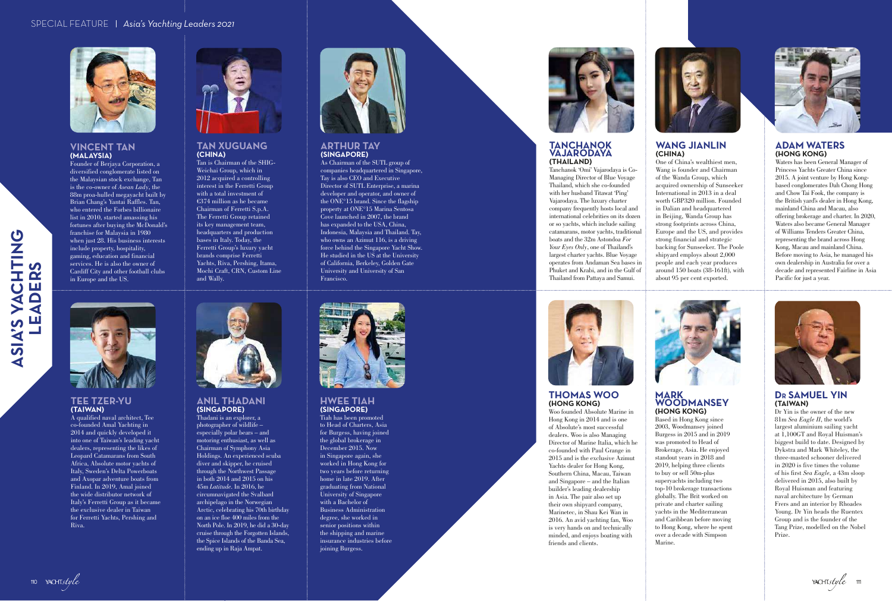# ASIA'S YACHTING LEADERS

## VINCENT TAN
**(MALAYSIA)**

Founder of Berjaya Corporation, a diversified conglomerate listed on the Malaysian stock exchange, Tan is the co-owner of *Asean Lady*, the 88m proa-hulled megayacht built by Brian Chang's Yantai Raffles. Tan, who entered the Forbes billionaire list in 2010, started amassing his fortunes after buying the McDonald's franchise for Malaysia in 1990 when just 28. His business interests include property, hospitality, gaming, education and financial services. He is also the owner of Cardiff City and other football clubs in Europe and the US.

## TAN XUGUANG
**(CHINA)**

Tan is Chairman of the SHIG-Weichai Group, which in 2012 acquired a controlling interest in the Ferretti Group with a total investment of €374 million as he became Chairman of Ferretti S.p.A. The Ferretti Group retained its key management team, headquarters and production bases in Italy. Today, the Ferretti Group's luxury yacht brands comprise Ferretti Yachts, Riva, Pershing, Itama, Mochi Craft, CRN, Custom Line and Wally.

## ARTHUR TAY
**(SINGAPORE)**

As Chairman of the SUTL group of companies headquartered in Singapore, Tay is also CEO and Executive Director of SUTL Enterprise, a marina developer and operator, and owner of the ONE°15 brand. Since the flagship property at ONE°15 Marina Sentosa Cove launched in 2007, the brand has expanded to the USA, China, Indonesia, Malaysia and Thailand. Tay, who owns an Azimut 116, is a driving force behind the Singapore Yacht Show. He studied in the US at the University of California, Berkeley, Golden Gate University and University of San Francisco.

## TANCHANOK VAJARODAYA
**(THAILAND)**

Tanchanok 'Omi' Vajarodaya is Co-Managing Director of Blue Voyage Thailand, which she co-founded with her husband Titawat 'Ping' Vajarodaya. The luxury charter company frequently hosts local and international celebrities on its dozen or so yachts, which include sailing catamarans, motor yachts, traditional boats and the 32m Astondoa *For Your Eyes Only*, one of Thailand's largest charter yachts. Blue Voyage operates from Andaman Sea bases in Phuket and Krabi, and in the Gulf of Thailand from Pattaya and Samui.

## WANG JIANLIN
**(CHINA)**

One of China's wealthiest men, Wang is founder and Chairman of the Wanda Group, which acquired ownership of Sunseeker International in 2013 in a deal worth GBP320 million. Founded in Dalian and headquartered in Beijing, Wanda Group has strong footprints across China, Europe and the US, and provides strong financial and strategic backing for Sunseeker. The Poole shipyard employs about 2,000 people and each year produces around 150 boats (38-161ft), with about 95 per cent exported.

## ADAM WATERS
**(HONG KONG)**

Waters has been General Manager of Princess Yachts Greater China since 2015. A joint venture by Hong Kong-based conglomerates Dah Chong Hong and Chow Tai Fook, the company is the British yard's dealer in Hong Kong, mainland China and Macau, also offering brokerage and charter. In 2020, Waters also became General Manager of Williams Tenders Greater China, representing the brand across Hong Kong, Macau and mainland China. Before moving to Asia, he managed his own dealership in Australia for over a decade and represented Fairline in Asia Pacific for just a year.

## TEE TZER-YU
**(TAIWAN)**

A qualified naval architect, Tee co-founded Amal Yachting in 2014 and quickly developed it into one of Taiwan's leading yacht dealers, representing the likes of Leopard Catamarans from South Africa, Absolute motor yachts of Italy, Sweden's Delta Powerboats and Axopar adventure boats from Finland. In 2019, Amal joined the wide distributor network of Italy's Ferretti Group as it became the exclusive dealer in Taiwan for Ferretti Yachts, Pershing and Riva.

## ANIL THADANI
**(SINGAPORE)**

Thadani is an explorer, a photographer of wildlife – especially polar bears – and motoring enthusiast, as well as Chairman of Symphony Asia Holdings. An experienced scuba diver and skipper, he cruised through the Northwest Passage in both 2014 and 2015 on his 45m *Latitude*. In 2016, he circumnavigated the Svalbard archipelago in the Norwegian Arctic, celebrating his 70th birthday on an ice floe 400 miles from the North Pole. In 2019, he did a 30-day cruise through the Forgotten Islands, the Spice Islands of the Banda Sea, ending up in Raja Ampat.

## HWEE TIAH
**(SINGAPORE)**

Tiah has been promoted to Head of Charters, Asia for Burgess, having joined the global brokerage in December 2015. Now in Singapore again, she worked in Hong Kong for two years before returning home in late 2019. After graduating from National University of Singapore with a Bachelor of Business Administration degree, she worked in senior positions within the shipping and marine insurance industries before joining Burgess.

## THOMAS WOO
**(HONG KONG)**

Woo founded Absolute Marine in Hong Kong in 2014 and is one of Absolute's most successful dealers. Woo is also Managing Director of Marine Italia, which he co-founded with Paul Grange in 2015 and is the exclusive Azimut Yachts dealer for Hong Kong, Southern China, Macau, Taiwan and Singapore – and the Italian builder's leading dealership in Asia. The pair also set up their own shipyard company, Marinetec, in Shau Kei Wan in 2016. An avid yachting fan, Woo is very hands on and technically minded, and enjoys boating with friends and clients.

## MARK WOODMANSEY
**(HONG KONG)**

Based in Hong Kong since 2003, Woodmansey joined Burgess in 2015 and in 2019 was promoted to Head of Brokerage, Asia. He enjoyed standout years in 2018 and 2019, helping three clients to buy or sell 50m-plus superyachts including two top-10 brokerage transactions globally. The Brit worked on private and charter sailing yachts in the Mediterranean and Caribbean before moving to Hong Kong, where he spent over a decade with Simpson Marine.

## DR SAMUEL YIN
**(TAIWAN)**

Dr Yin is the owner of the new 81m *Sea Eagle II*, the world's largest aluminium sailing yacht at 1,100GT and Royal Huisman's biggest build to date. Designed by Dykstra and Mark Whiteley, the three-masted schooner delivered in 2020 is five times the volume of his first *Sea Eagle*, a 43m sloop delivered in 2015, also built by Royal Huisman and featuring naval architecture by German Frers and an interior by Rhoades Young. Dr Yin heads the Ruentex Group and is the founder of the Tang Prize, modelled on the Nobel Prize.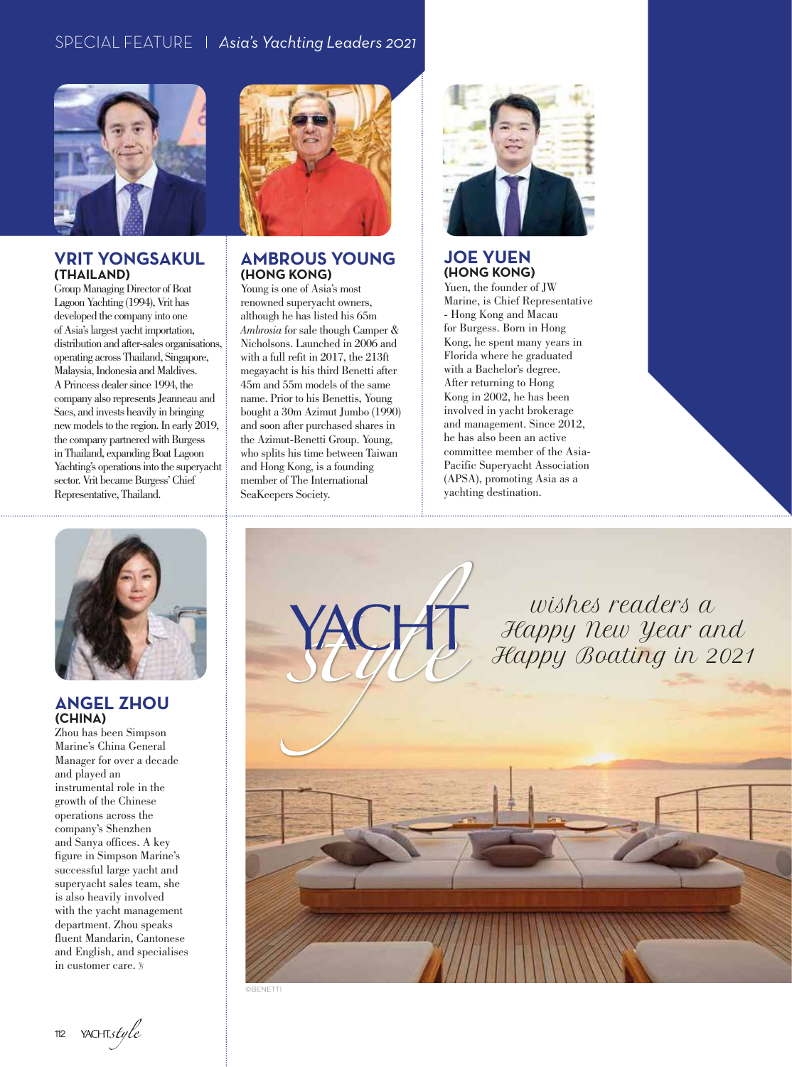## VRIT YONGSAKUL
**(THAILAND)**

Group Managing Director of Boat Lagoon Yachting (1994), Vrit has developed the company into one of Asia's largest yacht importation, distribution and after-sales organisations, operating across Thailand, Singapore, Malaysia, Indonesia and Maldives. A Princess dealer since 1994, the company also represents Jeanneau and Sacs, and invests heavily in bringing new models to the region. In early 2019, the company partnered with Burgess in Thailand, expanding Boat Lagoon Yachting's operations into the superyacht sector. Vrit became Burgess' Chief Representative, Thailand.

## AMBROUS YOUNG
**(HONG KONG)**

Young is one of Asia's most renowned superyacht owners, although he has listed his 65m *Ambrosia* for sale though Camper & Nicholsons. Launched in 2006 and with a full refit in 2017, the 213ft megayacht is his third Benetti after 45m and 55m models of the same name. Prior to his Benettis, Young bought a 30m Azimut Jumbo (1990) and soon after purchased shares in the Azimut-Benetti Group. Young, who splits his time between Taiwan and Hong Kong, is a founding member of The International SeaKeepers Society.

## JOE YUEN
**(HONG KONG)**

Yuen, the founder of JW Marine, is Chief Representative - Hong Kong and Macau for Burgess. Born in Hong Kong, he spent many years in Florida where he graduated with a Bachelor's degree. After returning to Hong Kong in 2002, he has been involved in yacht brokerage and management. Since 2012, he has also been an active committee member of the Asia-Pacific Superyacht Association (APSA), promoting Asia as a yachting destination.

## ANGEL ZHOU
**(CHINA)**

Zhou has been Simpson Marine's China General Manager for over a decade and played an instrumental role in the growth of the Chinese operations across the company's Shenzhen and Sanya offices. A key figure in Simpson Marine's successful large yacht and superyacht sales team, she is also heavily involved with the yacht management department. Zhou speaks fluent Mandarin, Cantonese and English, and specialises in customer care.

YACHT style wishes readers a Happy New Year and Happy Boating in 2021

©BENETTI